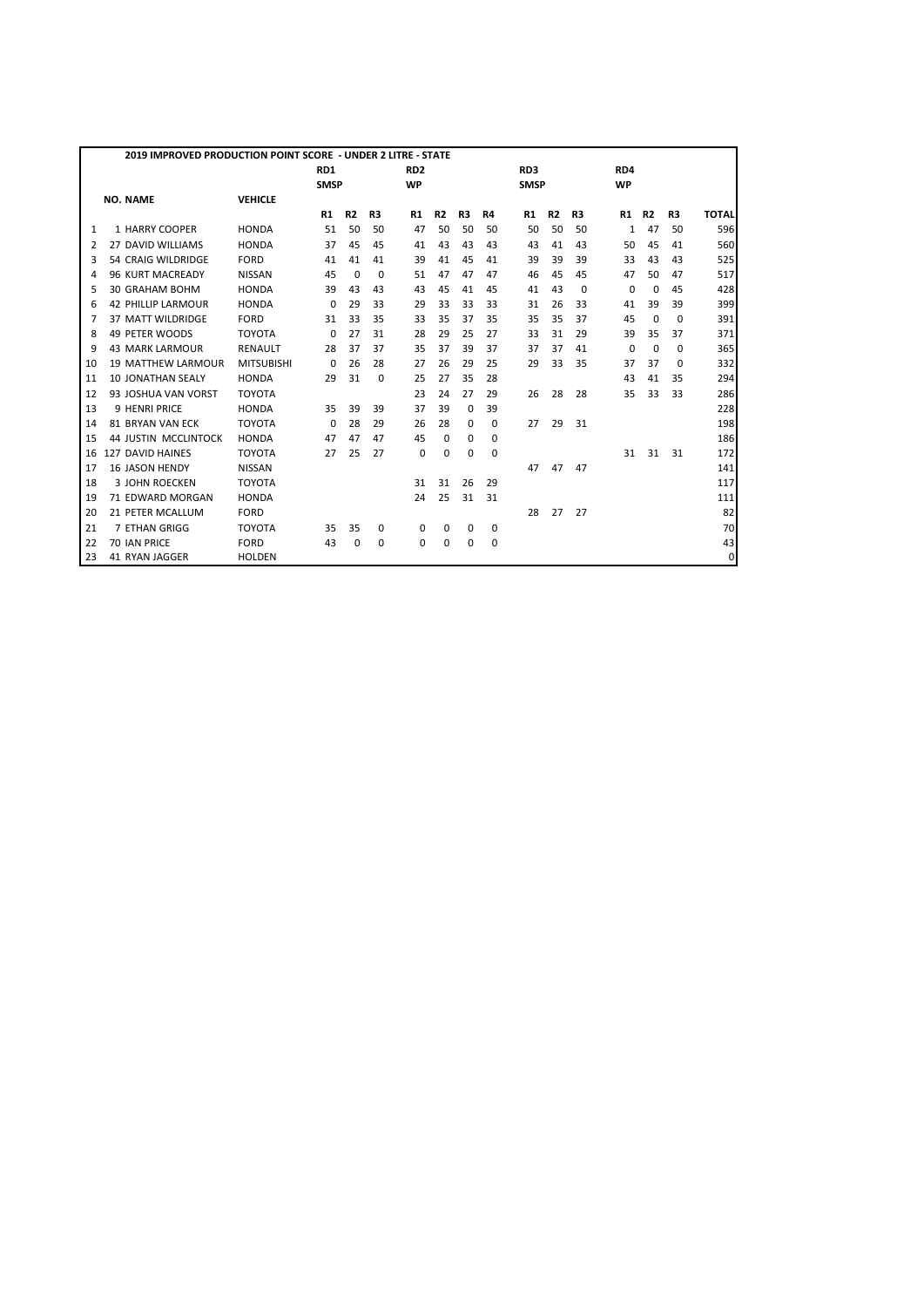## 2019 IMPROVED PRODUCTION POINT SCORE - UNDER 2 LITRE - STATE

| | NO. | NAME | VEHICLE | RD1 SMSP | | | RD2 WP | | | | RD3 SMSP | | | RD4 WP | | | TOTAL |
|---|---|---|---|---|---|---|---|---|---|---|---|---|---|---|---|---|---|
| | | | | R1 | R2 | R3 | R1 | R2 | R3 | R4 | R1 | R2 | R3 | R1 | R2 | R3 | |
| 1 | 1 | HARRY COOPER | HONDA | 51 | 50 | 50 | 47 | 50 | 50 | 50 | 50 | 50 | 50 | 1 | 47 | 50 | 596 |
| 2 | 27 | DAVID WILLIAMS | HONDA | 37 | 45 | 45 | 41 | 43 | 43 | 43 | 43 | 41 | 43 | 50 | 45 | 41 | 560 |
| 3 | 54 | CRAIG WILDRIDGE | FORD | 41 | 41 | 41 | 39 | 41 | 45 | 41 | 39 | 39 | 39 | 33 | 43 | 43 | 525 |
| 4 | 96 | KURT MACREADY | NISSAN | 45 | 0 | 0 | 51 | 47 | 47 | 47 | 46 | 45 | 45 | 47 | 50 | 47 | 517 |
| 5 | 30 | GRAHAM BOHM | HONDA | 39 | 43 | 43 | 43 | 45 | 41 | 45 | 41 | 43 | 0 | 0 | 0 | 45 | 428 |
| 6 | 42 | PHILLIP LARMOUR | HONDA | 0 | 29 | 33 | 29 | 33 | 33 | 33 | 31 | 26 | 33 | 41 | 39 | 39 | 399 |
| 7 | 37 | MATT WILDRIDGE | FORD | 31 | 33 | 35 | 33 | 35 | 37 | 35 | 35 | 35 | 37 | 45 | 0 | 0 | 391 |
| 8 | 49 | PETER WOODS | TOYOTA | 0 | 27 | 31 | 28 | 29 | 25 | 27 | 33 | 31 | 29 | 39 | 35 | 37 | 371 |
| 9 | 43 | MARK LARMOUR | RENAULT | 28 | 37 | 37 | 35 | 37 | 39 | 37 | 37 | 37 | 41 | 0 | 0 | 0 | 365 |
| 10 | 19 | MATTHEW LARMOUR | MITSUBISHI | 0 | 26 | 28 | 27 | 26 | 29 | 25 | 29 | 33 | 35 | 37 | 37 | 0 | 332 |
| 11 | 10 | JONATHAN SEALY | HONDA | 29 | 31 | 0 | 25 | 27 | 35 | 28 | | | | 43 | 41 | 35 | 294 |
| 12 | 93 | JOSHUA VAN VORST | TOYOTA | | | | 23 | 24 | 27 | 29 | 26 | 28 | 28 | 35 | 33 | 33 | 286 |
| 13 | 9 | HENRI PRICE | HONDA | 35 | 39 | 39 | 37 | 39 | 0 | 39 | | | | | | | 228 |
| 14 | 81 | BRYAN VAN ECK | TOYOTA | 0 | 28 | 29 | 26 | 28 | 0 | 0 | 27 | 29 | 31 | | | | 198 |
| 15 | 44 | JUSTIN MCCLINTOCK | HONDA | 47 | 47 | 47 | 45 | 0 | 0 | 0 | | | | | | | 186 |
| 16 | 127 | DAVID HAINES | TOYOTA | 27 | 25 | 27 | 0 | 0 | 0 | 0 | | | | 31 | 31 | 31 | 172 |
| 17 | 16 | JASON HENDY | NISSAN | | | | | | | | 47 | 47 | 47 | | | | 141 |
| 18 | 3 | JOHN ROECKEN | TOYOTA | | | | 31 | 31 | 26 | 29 | | | | | | | 117 |
| 19 | 71 | EDWARD MORGAN | HONDA | | | | 24 | 25 | 31 | 31 | | | | | | | 111 |
| 20 | 21 | PETER MCALLUM | FORD | | | | | | | | 28 | 27 | 27 | | | | 82 |
| 21 | 7 | ETHAN GRIGG | TOYOTA | 35 | 35 | 0 | 0 | 0 | 0 | 0 | | | | | | | 70 |
| 22 | 70 | IAN PRICE | FORD | 43 | 0 | 0 | 0 | 0 | 0 | 0 | | | | | | | 43 |
| 23 | 41 | RYAN JAGGER | HOLDEN | | | | | | | | | | | | | | 0 |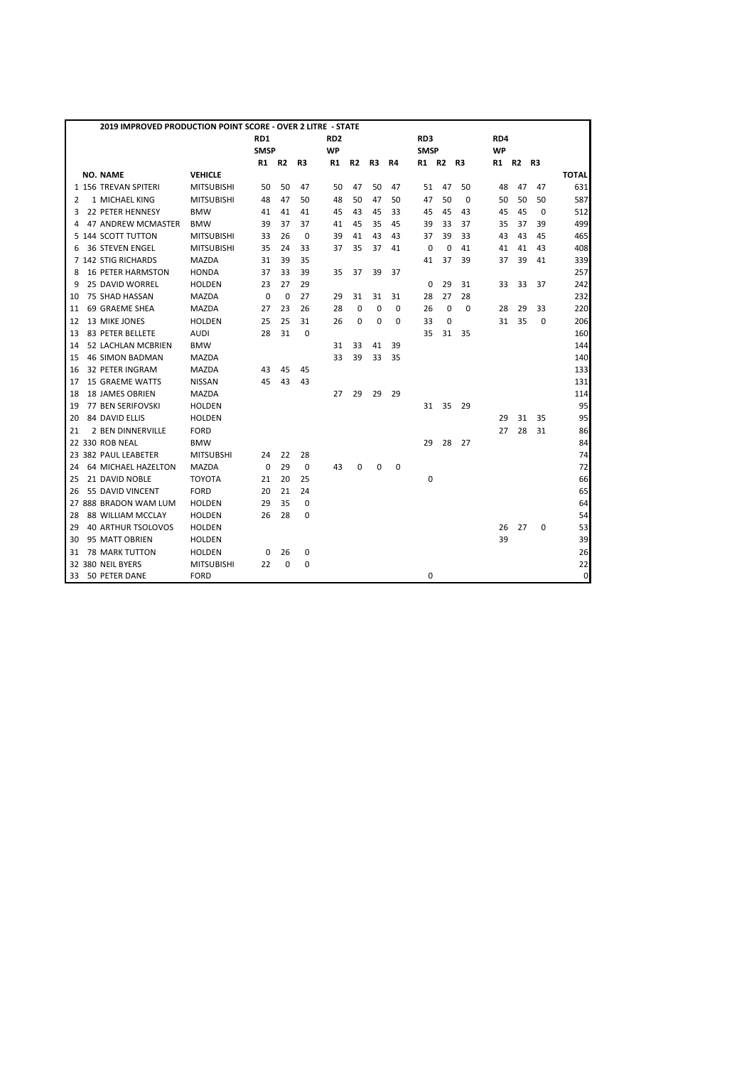## 2019 IMPROVED PRODUCTION POINT SCORE - OVER 2 LITRE - STATE

| | | | | RD1 | | | RD2 | | | | RD3 | | | RD4 | | | |
|---|---|---|---|---|---|---|---|---|---|---|---|---|---|---|---|---|---|
| | | | | SMSP | | | WP | | | | SMSP | | | WP | | | |
| | | | | R1 | R2 | R3 | R1 | R2 | R3 | R4 | R1 | R2 | R3 | R1 | R2 | R3 | |
| | NO. | NAME | VEHICLE | | | | | | | | | | | | | | TOTAL |
| 1 | 156 | TREVAN SPITERI | MITSUBISHI | 50 | 50 | 47 | 50 | 47 | 50 | 47 | 51 | 47 | 50 | 48 | 47 | 47 | 631 |
| 2 | 1 | MICHAEL KING | MITSUBISHI | 48 | 47 | 50 | 48 | 50 | 47 | 50 | 47 | 50 | 0 | 50 | 50 | 50 | 587 |
| 3 | 22 | PETER HENNESY | BMW | 41 | 41 | 41 | 45 | 43 | 45 | 33 | 45 | 45 | 43 | 45 | 45 | 0 | 512 |
| 4 | 47 | ANDREW MCMASTER | BMW | 39 | 37 | 37 | 41 | 45 | 35 | 45 | 39 | 33 | 37 | 35 | 37 | 39 | 499 |
| 5 | 144 | SCOTT TUTTON | MITSUBISHI | 33 | 26 | 0 | 39 | 41 | 43 | 43 | 37 | 39 | 33 | 43 | 43 | 45 | 465 |
| 6 | 36 | STEVEN ENGEL | MITSUBISHI | 35 | 24 | 33 | 37 | 35 | 37 | 41 | 0 | 0 | 41 | 41 | 41 | 43 | 408 |
| 7 | 142 | STIG RICHARDS | MAZDA | 31 | 39 | 35 | | | | | 41 | 37 | 39 | 37 | 39 | 41 | 339 |
| 8 | 16 | PETER HARMSTON | HONDA | 37 | 33 | 39 | 35 | 37 | 39 | 37 | | | | | | | 257 |
| 9 | 25 | DAVID WORREL | HOLDEN | 23 | 27 | 29 | | | | | 0 | 29 | 31 | 33 | 33 | 37 | 242 |
| 10 | 75 | SHAD HASSAN | MAZDA | 0 | 0 | 27 | 29 | 31 | 31 | 31 | 28 | 27 | 28 | | | | 232 |
| 11 | 69 | GRAEME SHEA | MAZDA | 27 | 23 | 26 | 28 | 0 | 0 | 0 | 26 | 0 | 0 | 28 | 29 | 33 | 220 |
| 12 | 13 | MIKE JONES | HOLDEN | 25 | 25 | 31 | 26 | 0 | 0 | 0 | 33 | 0 | | 31 | 35 | 0 | 206 |
| 13 | 83 | PETER BELLETE | AUDI | 28 | 31 | 0 | | | | | 35 | 31 | 35 | | | | 160 |
| 14 | 52 | LACHLAN MCBRIEN | BMW | | | | 31 | 33 | 41 | 39 | | | | | | | 144 |
| 15 | 46 | SIMON BADMAN | MAZDA | | | | 33 | 39 | 33 | 35 | | | | | | | 140 |
| 16 | 32 | PETER INGRAM | MAZDA | 43 | 45 | 45 | | | | | | | | | | | 133 |
| 17 | 15 | GRAEME WATTS | NISSAN | 45 | 43 | 43 | | | | | | | | | | | 131 |
| 18 | 18 | JAMES OBRIEN | MAZDA | | | | 27 | 29 | 29 | 29 | | | | | | | 114 |
| 19 | 77 | BEN SERIFOVSKI | HOLDEN | | | | | | | | 31 | 35 | 29 | | | | 95 |
| 20 | 84 | DAVID ELLIS | HOLDEN | | | | | | | | | | | 29 | 31 | 35 | 95 |
| 21 | 2 | BEN DINNERVILLE | FORD | | | | | | | | | | | 27 | 28 | 31 | 86 |
| 22 | 330 | ROB NEAL | BMW | | | | | | | | 29 | 28 | 27 | | | | 84 |
| 23 | 382 | PAUL LEABETER | MITSUBSHI | 24 | 22 | 28 | | | | | | | | | | | 74 |
| 24 | 64 | MICHAEL HAZELTON | MAZDA | 0 | 29 | 0 | 43 | 0 | 0 | 0 | | | | | | | 72 |
| 25 | 21 | DAVID NOBLE | TOYOTA | 21 | 20 | 25 | | | | | 0 | | | | | | 66 |
| 26 | 55 | DAVID VINCENT | FORD | 20 | 21 | 24 | | | | | | | | | | | 65 |
| 27 | 888 | BRADON WAM LUM | HOLDEN | 29 | 35 | 0 | | | | | | | | | | | 64 |
| 28 | 88 | WILLIAM MCCLAY | HOLDEN | 26 | 28 | 0 | | | | | | | | | | | 54 |
| 29 | 40 | ARTHUR TSOLOVOS | HOLDEN | | | | | | | | | | | 26 | 27 | 0 | 53 |
| 30 | 95 | MATT OBRIEN | HOLDEN | | | | | | | | | | | 39 | | | 39 |
| 31 | 78 | MARK TUTTON | HOLDEN | 0 | 26 | 0 | | | | | | | | | | | 26 |
| 32 | 380 | NEIL BYERS | MITSUBISHI | 22 | 0 | 0 | | | | | | | | | | | 22 |
| 33 | 50 | PETER DANE | FORD | | | | | | | | 0 | | | | | | 0 |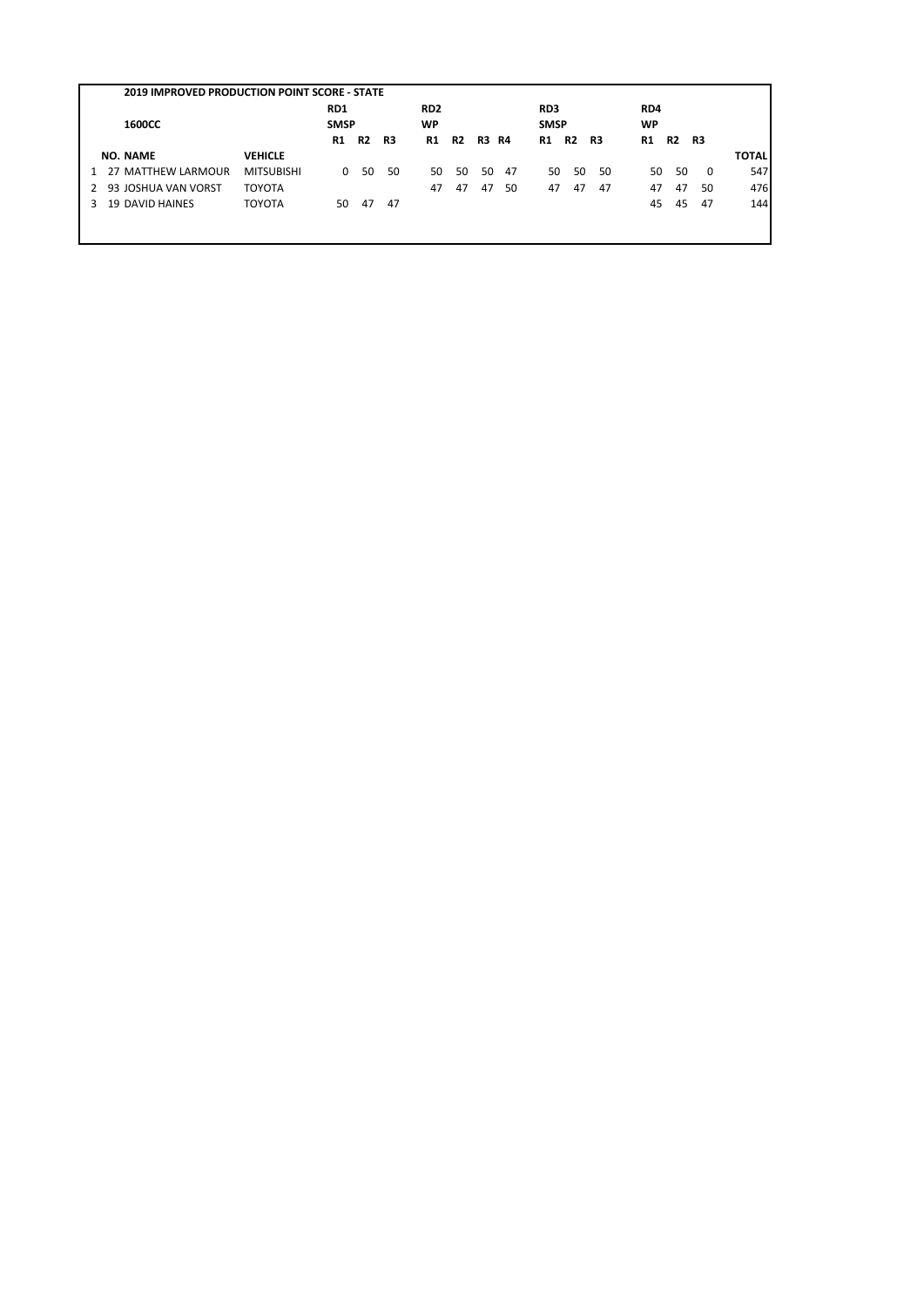| | 2019 IMPROVED PRODUCTION POINT SCORE - STATE | | RD1 | | | RD2 | | | | RD3 | | | RD4 | | | |
|---|---|---|---|---|---|---|---|---|---|---|---|---|---|---|---|---|
| | 1600CC | | SMSP | | | WP | | | | SMSP | | | WP | | | |
| | | | R1 | R2 | R3 | R1 | R2 | R3 | R4 | R1 | R2 | R3 | R1 | R2 | R3 | |
| | NO. NAME | VEHICLE | | | | | | | | | | | | | | TOTAL |
| 1 | 27 MATTHEW LARMOUR | MITSUBISHI | 0 | 50 | 50 | 50 | 50 | 50 | 47 | 50 | 50 | 50 | 50 | 50 | 0 | 547 |
| 2 | 93 JOSHUA VAN VORST | TOYOTA | | | | 47 | 47 | 47 | 50 | 47 | 47 | 47 | 47 | 47 | 50 | 476 |
| 3 | 19 DAVID HAINES | TOYOTA | 50 | 47 | 47 | | | | | | | | 45 | 45 | 47 | 144 |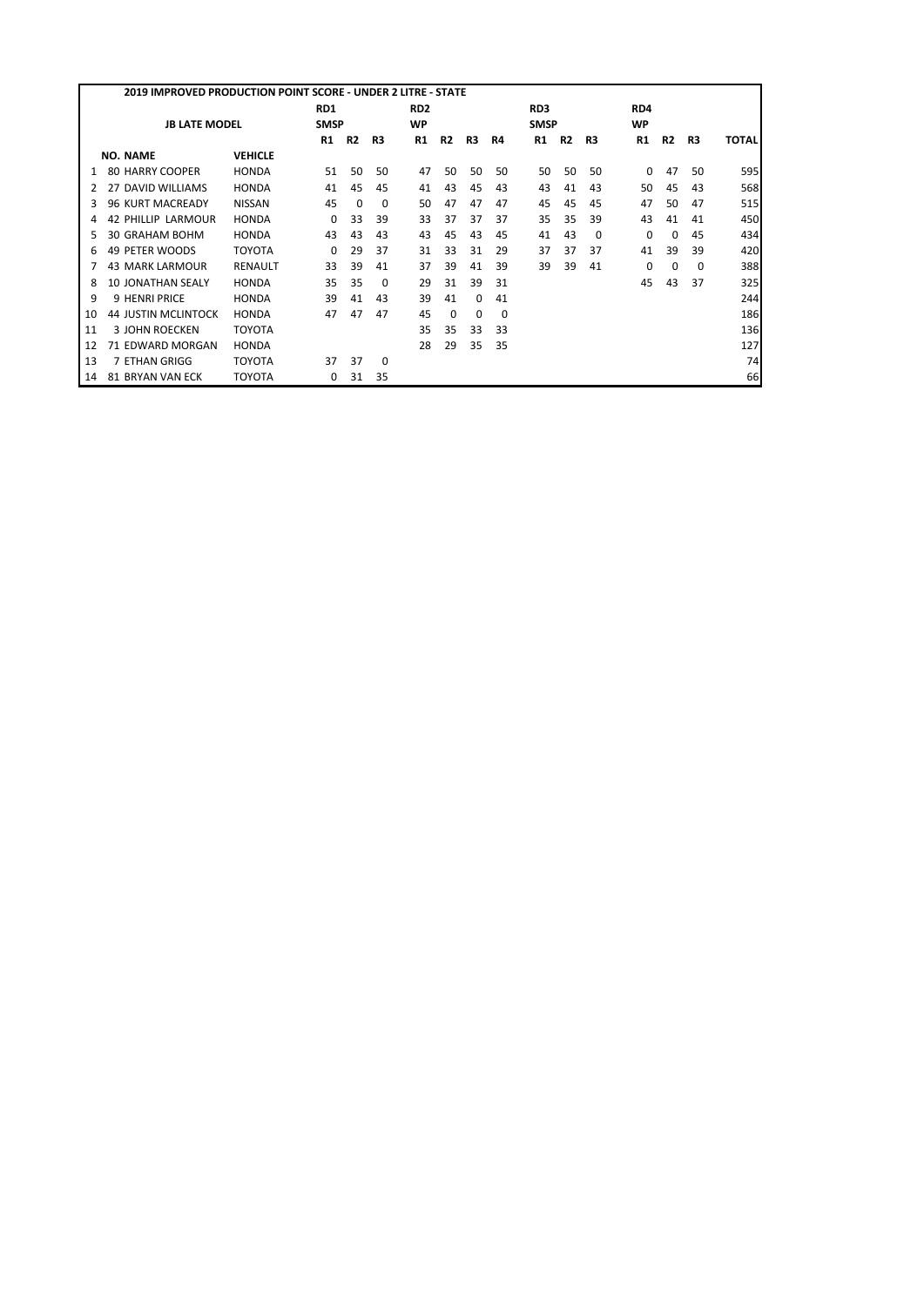## 2019 IMPROVED PRODUCTION POINT SCORE - UNDER 2 LITRE - STATE

| | JB LATE MODEL | | RD1 SMSP | | | RD2 WP | | | | RD3 SMSP | | | RD4 WP | | | |
|---|---|---|---|---|---|---|---|---|---|---|---|---|---|---|---|---|
| | NO. NAME | VEHICLE | R1 | R2 | R3 | R1 | R2 | R3 | R4 | R1 | R2 | R3 | R1 | R2 | R3 | TOTAL |
| 1 | 80 HARRY COOPER | HONDA | 51 | 50 | 50 | 47 | 50 | 50 | 50 | 50 | 50 | 50 | 0 | 47 | 50 | 595 |
| 2 | 27 DAVID WILLIAMS | HONDA | 41 | 45 | 45 | 41 | 43 | 45 | 43 | 43 | 41 | 43 | 50 | 45 | 43 | 568 |
| 3 | 96 KURT MACREADY | NISSAN | 45 | 0 | 0 | 50 | 47 | 47 | 47 | 45 | 45 | 45 | 47 | 50 | 47 | 515 |
| 4 | 42 PHILLIP LARMOUR | HONDA | 0 | 33 | 39 | 33 | 37 | 37 | 37 | 35 | 35 | 39 | 43 | 41 | 41 | 450 |
| 5 | 30 GRAHAM BOHM | HONDA | 43 | 43 | 43 | 43 | 45 | 43 | 45 | 41 | 43 | 0 | 0 | 0 | 45 | 434 |
| 6 | 49 PETER WOODS | TOYOTA | 0 | 29 | 37 | 31 | 33 | 31 | 29 | 37 | 37 | 37 | 41 | 39 | 39 | 420 |
| 7 | 43 MARK LARMOUR | RENAULT | 33 | 39 | 41 | 37 | 39 | 41 | 39 | 39 | 39 | 41 | 0 | 0 | 0 | 388 |
| 8 | 10 JONATHAN SEALY | HONDA | 35 | 35 | 0 | 29 | 31 | 39 | 31 | | | | 45 | 43 | 37 | 325 |
| 9 | 9 HENRI PRICE | HONDA | 39 | 41 | 43 | 39 | 41 | 0 | 41 | | | | | | | 244 |
| 10 | 44 JUSTIN MCLINTOCK | HONDA | 47 | 47 | 47 | 45 | 0 | 0 | 0 | | | | | | | 186 |
| 11 | 3 JOHN ROECKEN | TOYOTA | | | | 35 | 35 | 33 | 33 | | | | | | | 136 |
| 12 | 71 EDWARD MORGAN | HONDA | | | | 28 | 29 | 35 | 35 | | | | | | | 127 |
| 13 | 7 ETHAN GRIGG | TOYOTA | 37 | 37 | 0 | | | | | | | | | | | 74 |
| 14 | 81 BRYAN VAN ECK | TOYOTA | 0 | 31 | 35 | | | | | | | | | | | 66 |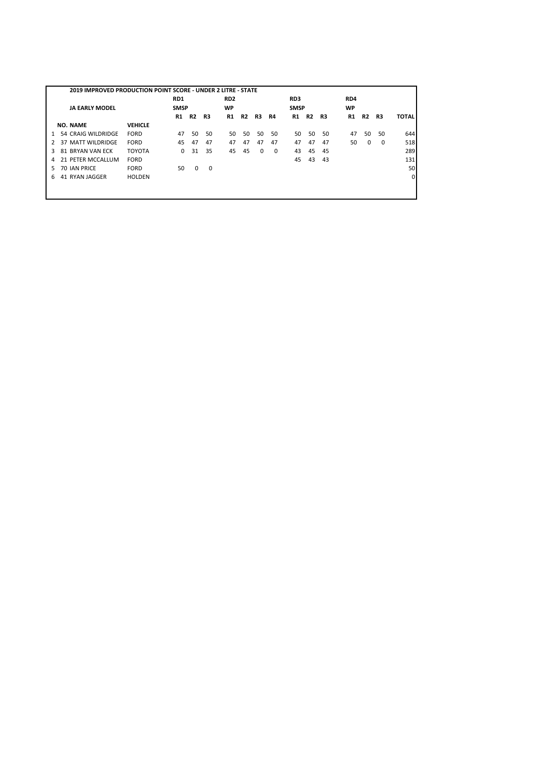## 2019 IMPROVED PRODUCTION POINT SCORE - UNDER 2 LITRE - STATE

| | | | RD1 | | | RD2 | | | | RD3 | | | RD4 | | | |
|---|---|---|---|---|---|---|---|---|---|---|---|---|---|---|---|---|
| | **JA EARLY MODEL** | | **SMSP** | | | **WP** | | | | **SMSP** | | | **WP** | | | |
| | | | **R1** | **R2** | **R3** | **R1** | **R2** | **R3** | **R4** | **R1** | **R2** | **R3** | **R1** | **R2** | **R3** | **TOTAL** |
| | **NO. NAME** | **VEHICLE** | | | | | | | | | | | | | | |
| 1 | 54 CRAIG WILDRIDGE | FORD | 47 | 50 | 50 | 50 | 50 | 50 | 50 | 50 | 50 | 50 | 47 | 50 | 50 | 644 |
| 2 | 37 MATT WILDRIDGE | FORD | 45 | 47 | 47 | 47 | 47 | 47 | 47 | 47 | 47 | 47 | 50 | 0 | 0 | 518 |
| 3 | 81 BRYAN VAN ECK | TOYOTA | 0 | 31 | 35 | 45 | 45 | 0 | 0 | 43 | 45 | 45 | | | | 289 |
| 4 | 21 PETER MCCALLUM | FORD | | | | | | | | 45 | 43 | 43 | | | | 131 |
| 5 | 70 IAN PRICE | FORD | 50 | 0 | 0 | | | | | | | | | | | 50 |
| 6 | 41 RYAN JAGGER | HOLDEN | | | | | | | | | | | | | | 0 |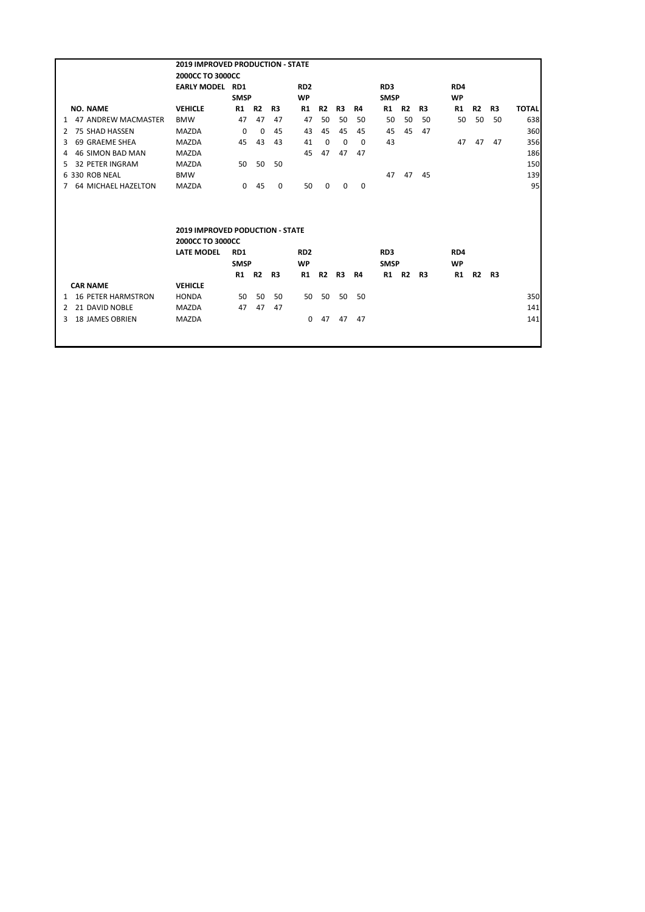## 2019 IMPROVED PRODUCTION - STATE

### 2000CC TO 3000CC

| | NO. | NAME | VEHICLE | RD1 SMSP R1 | R2 | R3 | RD2 WP R1 | R2 | R3 | R4 | RD3 SMSP R1 | R2 | R3 | RD4 WP R1 | R2 | R3 | TOTAL |
|---|---|---|---|---|---|---|---|---|---|---|---|---|---|---|---|---|---|
| | | | EARLY MODEL | | | | | | | | | | | | | | |
| 1 | 47 | ANDREW MACMASTER | BMW | 47 | 47 | 47 | 47 | 50 | 50 | 50 | 50 | 50 | 50 | 50 | 50 | 50 | 638 |
| 2 | 75 | SHAD HASSEN | MAZDA | 0 | 0 | 45 | 43 | 45 | 45 | 45 | 45 | 45 | 47 | | | | 360 |
| 3 | 69 | GRAEME SHEA | MAZDA | 45 | 43 | 43 | 41 | 0 | 0 | 0 | 43 | | | 47 | 47 | 47 | 356 |
| 4 | 46 | SIMON BAD MAN | MAZDA | | | | 45 | 47 | 47 | 47 | | | | | | | 186 |
| 5 | 32 | PETER INGRAM | MAZDA | 50 | 50 | 50 | | | | | | | | | | | 150 |
| 6 | 330 | ROB NEAL | BMW | | | | | | | | 47 | 47 | 45 | | | | 139 |
| 7 | 64 | MICHAEL HAZELTON | MAZDA | 0 | 45 | 0 | 50 | 0 | 0 | 0 | | | | | | | 95 |

## 2019 IMPROVED PODUCTION - STATE

### 2000CC TO 3000CC

| | CAR | NAME | VEHICLE | RD1 SMSP R1 | R2 | R3 | RD2 WP R1 | R2 | R3 | R4 | RD3 SMSP R1 | R2 | R3 | RD4 WP R1 | R2 | R3 | TOTAL |
|---|---|---|---|---|---|---|---|---|---|---|---|---|---|---|---|---|---|
| | | | LATE MODEL | | | | | | | | | | | | | | |
| 1 | 16 | PETER HARMSTRON | HONDA | 50 | 50 | 50 | 50 | 50 | 50 | 50 | | | | | | | 350 |
| 2 | 21 | DAVID NOBLE | MAZDA | 47 | 47 | 47 | | | | | | | | | | | 141 |
| 3 | 18 | JAMES OBRIEN | MAZDA | | | | 0 | 47 | 47 | 47 | | | | | | | 141 |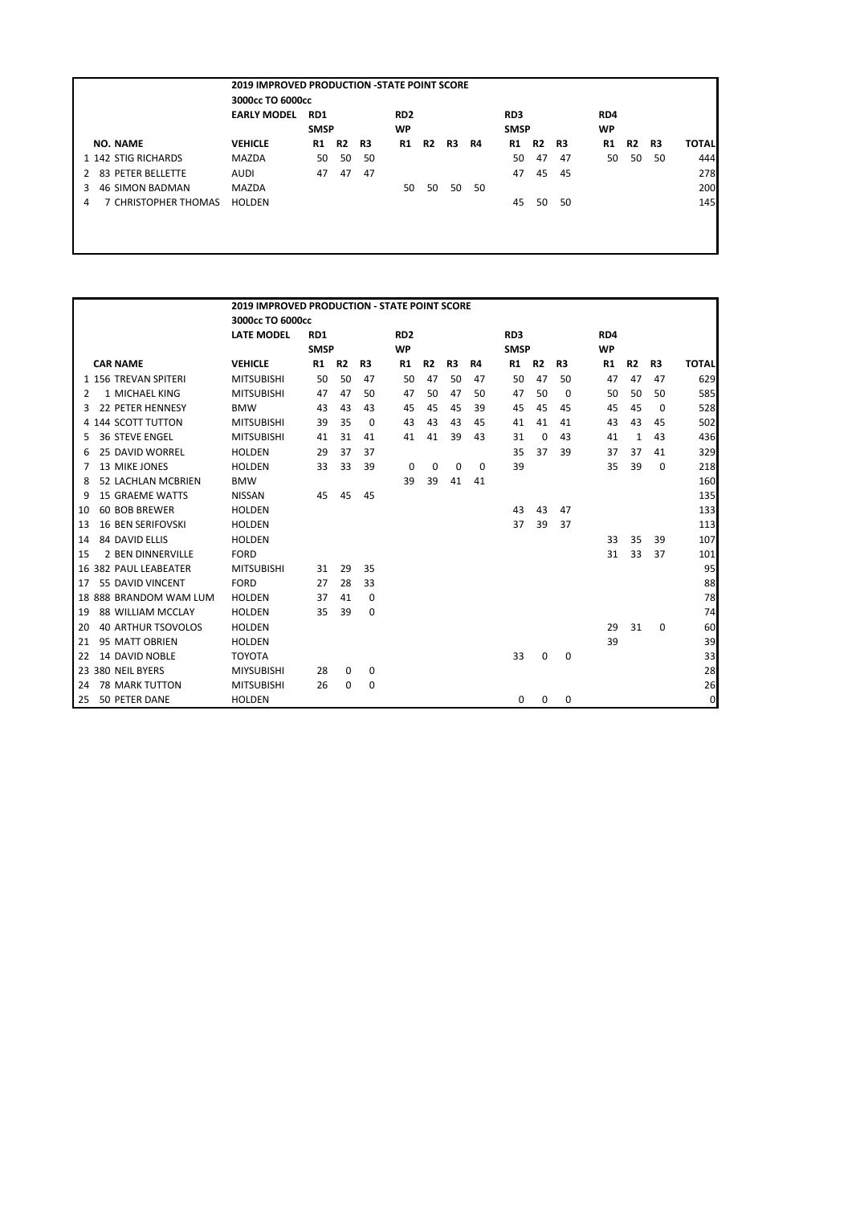## 2019 IMPROVED PRODUCTION -STATE POINT SCORE

3000cc TO 6000cc

| | NO. | NAME | EARLY MODEL | RD1 SMSP | | | RD2 WP | | | | RD3 SMSP | | | RD4 WP | | | |
|---|---|---|---|---|---|---|---|---|---|---|---|---|---|---|---|---|---|
| | | | VEHICLE | R1 | R2 | R3 | R1 | R2 | R3 | R4 | R1 | R2 | R3 | R1 | R2 | R3 | TOTAL |
| 1 | 142 | STIG RICHARDS | MAZDA | 50 | 50 | 50 | | | | | 50 | 47 | 47 | 50 | 50 | 50 | 444 |
| 2 | 83 | PETER BELLETTE | AUDI | 47 | 47 | 47 | | | | | 47 | 45 | 45 | | | | 278 |
| 3 | 46 | SIMON BADMAN | MAZDA | | | | 50 | 50 | 50 | 50 | | | | | | | 200 |
| 4 | 7 | CHRISTOPHER THOMAS | HOLDEN | | | | | | | | 45 | 50 | 50 | | | | 145 |

## 2019 IMPROVED PRODUCTION - STATE POINT SCORE

3000cc TO 6000cc

| | CAR | NAME | LATE MODEL | RD1 SMSP | | | RD2 WP | | | | RD3 SMSP | | | RD4 WP | | | |
|---|---|---|---|---|---|---|---|---|---|---|---|---|---|---|---|---|---|
| | | | VEHICLE | R1 | R2 | R3 | R1 | R2 | R3 | R4 | R1 | R2 | R3 | R1 | R2 | R3 | TOTAL |
| 1 | 156 | TREVAN SPITERI | MITSUBISHI | 50 | 50 | 47 | 50 | 47 | 50 | 47 | 50 | 47 | 50 | 47 | 47 | 47 | 629 |
| 2 | 1 | MICHAEL KING | MITSUBISHI | 47 | 47 | 50 | 47 | 50 | 47 | 50 | 47 | 50 | 0 | 50 | 50 | 50 | 585 |
| 3 | 22 | PETER HENNESY | BMW | 43 | 43 | 43 | 45 | 45 | 45 | 39 | 45 | 45 | 45 | 45 | 45 | 0 | 528 |
| 4 | 144 | SCOTT TUTTON | MITSUBISHI | 39 | 35 | 0 | 43 | 43 | 43 | 45 | 41 | 41 | 41 | 43 | 43 | 45 | 502 |
| 5 | 36 | STEVE ENGEL | MITSUBISHI | 41 | 31 | 41 | 41 | 41 | 39 | 43 | 31 | 0 | 43 | 41 | 1 | 43 | 436 |
| 6 | 25 | DAVID WORREL | HOLDEN | 29 | 37 | 37 | | | | | 35 | 37 | 39 | 37 | 37 | 41 | 329 |
| 7 | 13 | MIKE JONES | HOLDEN | 33 | 33 | 39 | 0 | 0 | 0 | 0 | 39 | | | 35 | 39 | 0 | 218 |
| 8 | 52 | LACHLAN MCBRIEN | BMW | | | | 39 | 39 | 41 | 41 | | | | | | | 160 |
| 9 | 15 | GRAEME WATTS | NISSAN | 45 | 45 | 45 | | | | | | | | | | | 135 |
| 10 | 60 | BOB BREWER | HOLDEN | | | | | | | | 43 | 43 | 47 | | | | 133 |
| 13 | 16 | BEN SERIFOVSKI | HOLDEN | | | | | | | | 37 | 39 | 37 | | | | 113 |
| 14 | 84 | DAVID ELLIS | HOLDEN | | | | | | | | | | | 33 | 35 | 39 | 107 |
| 15 | 2 | BEN DINNERVILLE | FORD | | | | | | | | | | | 31 | 33 | 37 | 101 |
| 16 | 382 | PAUL LEABEATER | MITSUBISHI | 31 | 29 | 35 | | | | | | | | | | | 95 |
| 17 | 55 | DAVID VINCENT | FORD | 27 | 28 | 33 | | | | | | | | | | | 88 |
| 18 | 888 | BRANDOM WAM LUM | HOLDEN | 37 | 41 | 0 | | | | | | | | | | | 78 |
| 19 | 88 | WILLIAM MCCLAY | HOLDEN | 35 | 39 | 0 | | | | | | | | | | | 74 |
| 20 | 40 | ARTHUR TSOVOLOS | HOLDEN | | | | | | | | | | | 29 | 31 | 0 | 60 |
| 21 | 95 | MATT OBRIEN | HOLDEN | | | | | | | | | | | 39 | | | 39 |
| 22 | 14 | DAVID NOBLE | TOYOTA | | | | | | | | 33 | 0 | 0 | | | | 33 |
| 23 | 380 | NEIL BYERS | MIYSUBISHI | 28 | 0 | 0 | | | | | | | | | | | 28 |
| 24 | 78 | MARK TUTTON | MITSUBISHI | 26 | 0 | 0 | | | | | | | | | | | 26 |
| 25 | 50 | PETER DANE | HOLDEN | | | | | | | | 0 | 0 | 0 | | | | 0 |